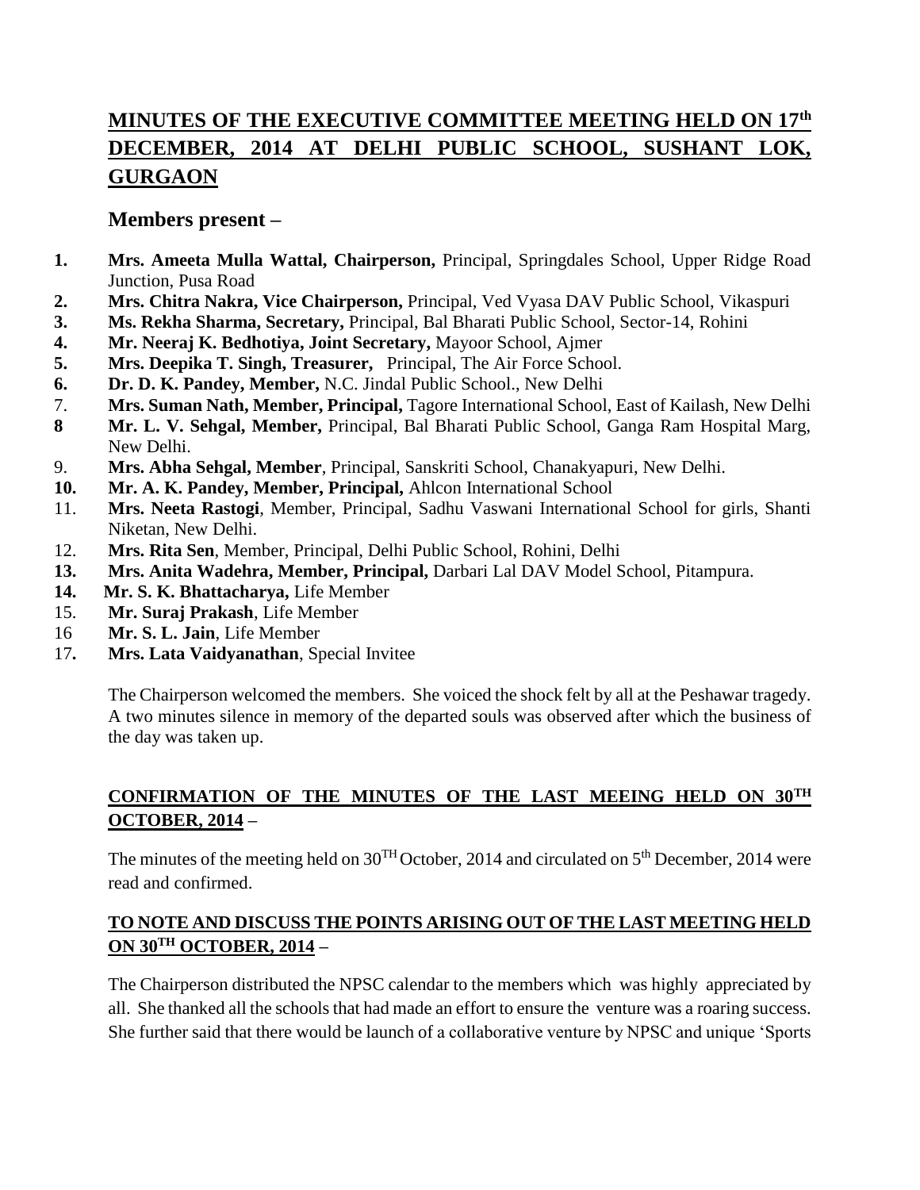## MINUTES OF THE EXECUTIVE COMMITTEE MEETING HELD ON 17th DECEMBER, 2014 AT DELHI PUBLIC SCHOOL, SUSHANT LOK, GURGAON

### Members present –

1. **Mrs. Ameeta Mulla Wattal, Chairperson,** Principal, Springdales School, Upper Ridge Road Junction, Pusa Road
2. **Mrs. Chitra Nakra, Vice Chairperson,** Principal, Ved Vyasa DAV Public School, Vikaspuri
3. **Ms. Rekha Sharma, Secretary,** Principal, Bal Bharati Public School, Sector-14, Rohini
4. **Mr. Neeraj K. Bedhotiya, Joint Secretary,** Mayoor School, Ajmer
5. **Mrs. Deepika T. Singh, Treasurer,** Principal, The Air Force School.
6. **Dr. D. K. Pandey, Member,** N.C. Jindal Public School., New Delhi
7. **Mrs. Suman Nath, Member, Principal,** Tagore International School, East of Kailash, New Delhi
8. **Mr. L. V. Sehgal, Member,** Principal, Bal Bharati Public School, Ganga Ram Hospital Marg, New Delhi.
9. **Mrs. Abha Sehgal, Member**, Principal, Sanskriti School, Chanakyapuri, New Delhi.
10. **Mr. A. K. Pandey, Member, Principal,** Ahlcon International School
11. **Mrs. Neeta Rastogi**, Member, Principal, Sadhu Vaswani International School for girls, Shanti Niketan, New Delhi.
12. **Mrs. Rita Sen**, Member, Principal, Delhi Public School, Rohini, Delhi
13. **Mrs. Anita Wadehra, Member, Principal,** Darbari Lal DAV Model School, Pitampura.
14. **Mr. S. K. Bhattacharya,** Life Member
15. **Mr. Suraj Prakash**, Life Member
16. **Mr. S. L. Jain**, Life Member
17. **Mrs. Lata Vaidyanathan**, Special Invitee

The Chairperson welcomed the members. She voiced the shock felt by all at the Peshawar tragedy. A two minutes silence in memory of the departed souls was observed after which the business of the day was taken up.

### CONFIRMATION OF THE MINUTES OF THE LAST MEEING HELD ON 30TH OCTOBER, 2014 –

The minutes of the meeting held on 30TH October, 2014 and circulated on 5th December, 2014 were read and confirmed.

### TO NOTE AND DISCUSS THE POINTS ARISING OUT OF THE LAST MEETING HELD ON 30TH OCTOBER, 2014 –

The Chairperson distributed the NPSC calendar to the members which was highly appreciated by all. She thanked all the schools that had made an effort to ensure the venture was a roaring success. She further said that there would be launch of a collaborative venture by NPSC and unique 'Sports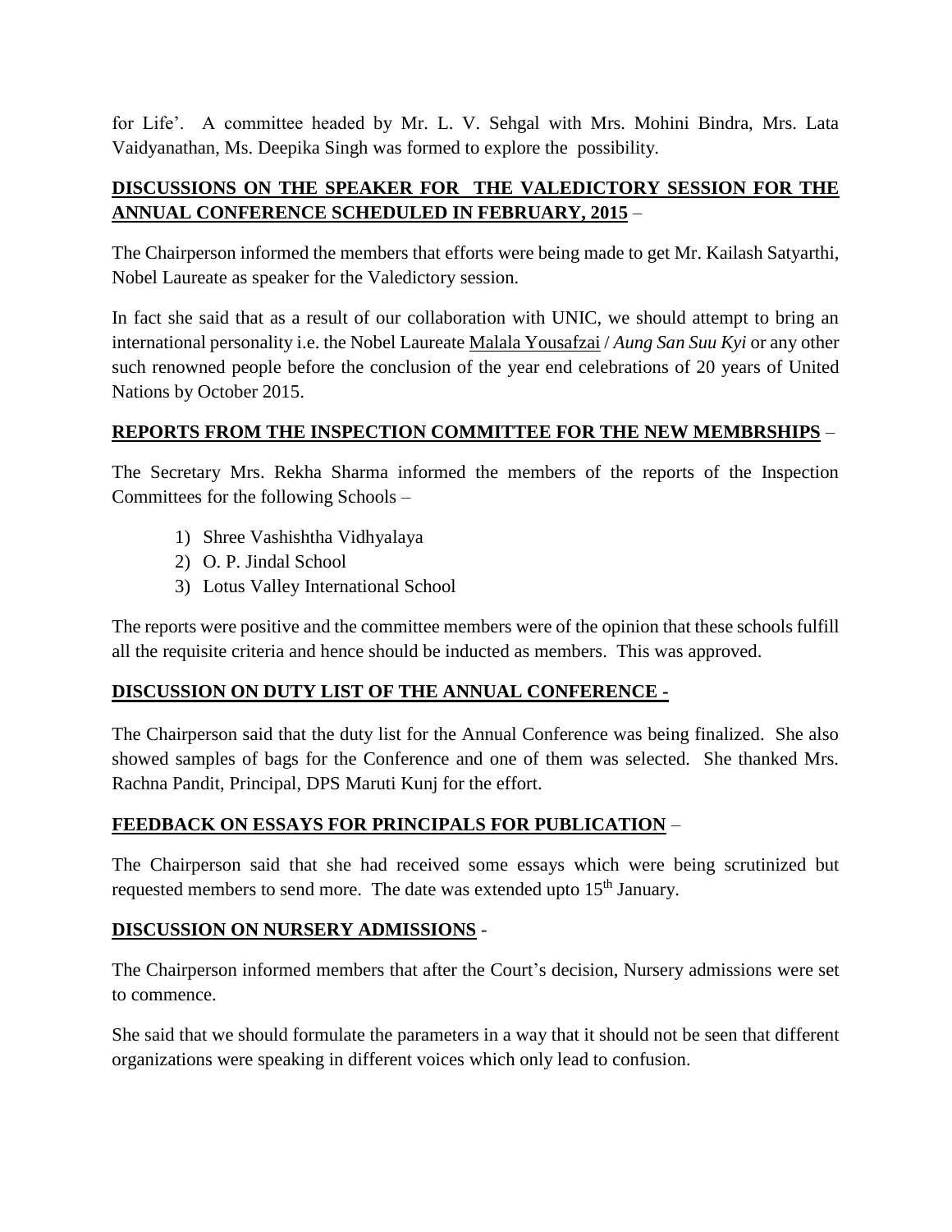for Life'. A committee headed by Mr. L. V. Sehgal with Mrs. Mohini Bindra, Mrs. Lata Vaidyanathan, Ms. Deepika Singh was formed to explore the possibility.

**DISCUSSIONS ON THE SPEAKER FOR THE VALEDICTORY SESSION FOR THE ANNUAL CONFERENCE SCHEDULED IN FEBRUARY, 2015** –

The Chairperson informed the members that efforts were being made to get Mr. Kailash Satyarthi, Nobel Laureate as speaker for the Valedictory session.

In fact she said that as a result of our collaboration with UNIC, we should attempt to bring an international personality i.e. the Nobel Laureate Malala Yousafzai / *Aung San Suu Kyi* or any other such renowned people before the conclusion of the year end celebrations of 20 years of United Nations by October 2015.

**REPORTS FROM THE INSPECTION COMMITTEE FOR THE NEW MEMBRSHIPS** –

The Secretary Mrs. Rekha Sharma informed the members of the reports of the Inspection Committees for the following Schools –

1) Shree Vashishtha Vidhyalaya
2) O. P. Jindal School
3) Lotus Valley International School

The reports were positive and the committee members were of the opinion that these schools fulfill all the requisite criteria and hence should be inducted as members. This was approved.

**DISCUSSION ON DUTY LIST OF THE ANNUAL CONFERENCE -**

The Chairperson said that the duty list for the Annual Conference was being finalized. She also showed samples of bags for the Conference and one of them was selected. She thanked Mrs. Rachna Pandit, Principal, DPS Maruti Kunj for the effort.

**FEEDBACK ON ESSAYS FOR PRINCIPALS FOR PUBLICATION** –

The Chairperson said that she had received some essays which were being scrutinized but requested members to send more. The date was extended upto 15th January.

**DISCUSSION ON NURSERY ADMISSIONS** -

The Chairperson informed members that after the Court's decision, Nursery admissions were set to commence.

She said that we should formulate the parameters in a way that it should not be seen that different organizations were speaking in different voices which only lead to confusion.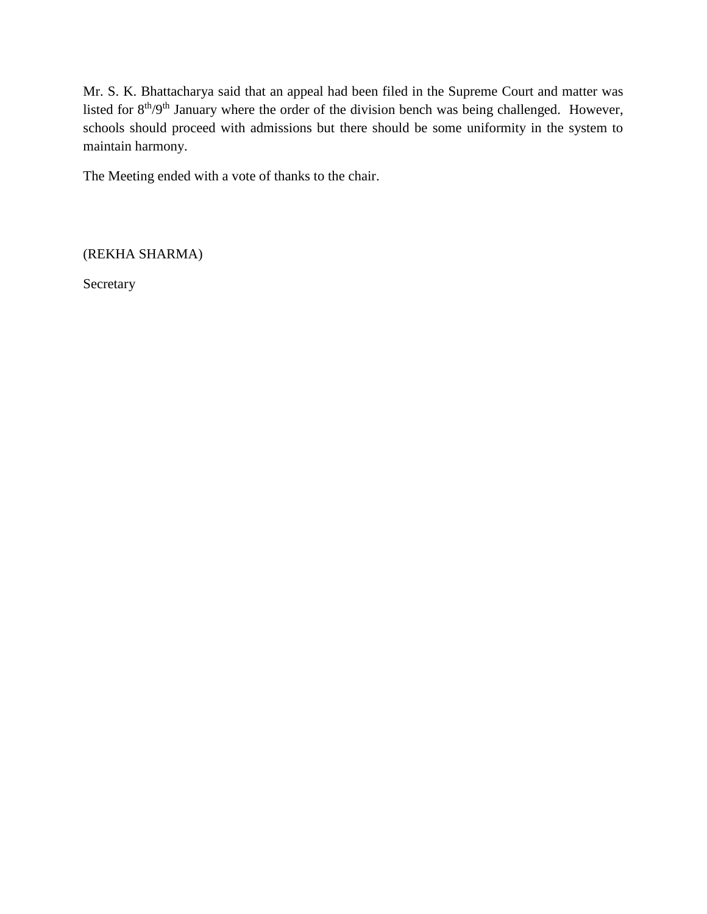Mr. S. K. Bhattacharya said that an appeal had been filed in the Supreme Court and matter was listed for 8th/9th January where the order of the division bench was being challenged. However, schools should proceed with admissions but there should be some uniformity in the system to maintain harmony.

The Meeting ended with a vote of thanks to the chair.

(REKHA SHARMA)

Secretary